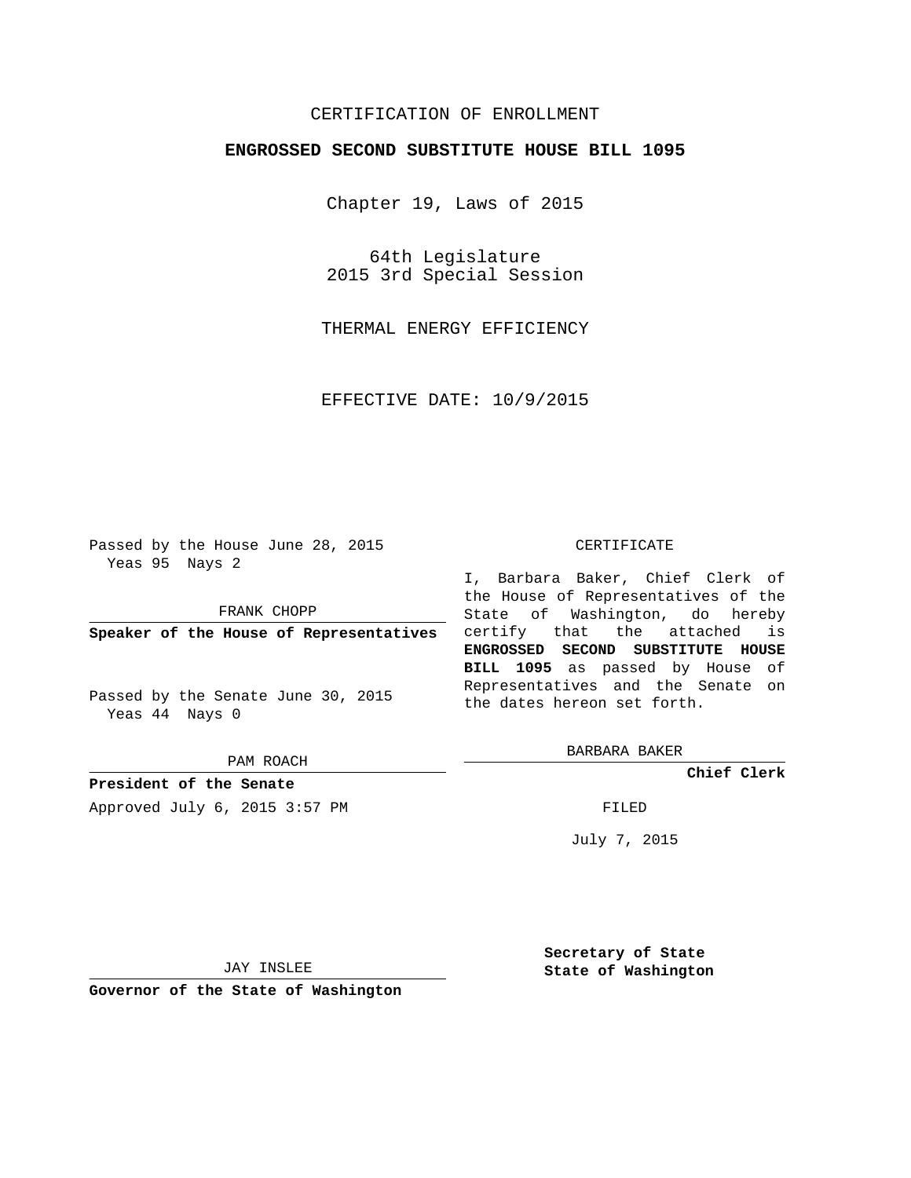CERTIFICATION OF ENROLLMENT

**ENGROSSED SECOND SUBSTITUTE HOUSE BILL 1095**

Chapter 19, Laws of 2015

64th Legislature
2015 3rd Special Session

THERMAL ENERGY EFFICIENCY

EFFECTIVE DATE: 10/9/2015

Passed by the House June 28, 2015
Yeas 95 Nays 2

FRANK CHOPP

**Speaker of the House of Representatives**

Passed by the Senate June 30, 2015
Yeas 44 Nays 0

PAM ROACH

**President of the Senate**

Approved July 6, 2015 3:57 PM

JAY INSLEE

**Governor of the State of Washington**

CERTIFICATE

I, Barbara Baker, Chief Clerk of the House of Representatives of the State of Washington, do hereby certify that the attached is **ENGROSSED SECOND SUBSTITUTE HOUSE BILL 1095** as passed by House of Representatives and the Senate on the dates hereon set forth.

BARBARA BAKER

**Chief Clerk**

FILED

July 7, 2015

**Secretary of State**
**State of Washington**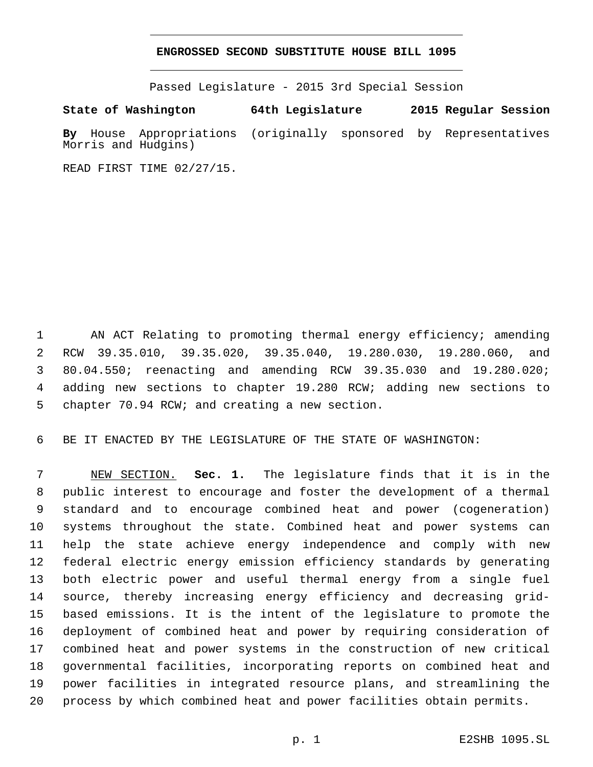# ENGROSSED SECOND SUBSTITUTE HOUSE BILL 1095

Passed Legislature - 2015 3rd Special Session

**State of Washington 64th Legislature 2015 Regular Session**

**By** House Appropriations (originally sponsored by Representatives Morris and Hudgins)

READ FIRST TIME 02/27/15.

AN ACT Relating to promoting thermal energy efficiency; amending RCW 39.35.010, 39.35.020, 39.35.040, 19.280.030, 19.280.060, and 80.04.550; reenacting and amending RCW 39.35.030 and 19.280.020; adding new sections to chapter 19.280 RCW; adding new sections to chapter 70.94 RCW; and creating a new section.

BE IT ENACTED BY THE LEGISLATURE OF THE STATE OF WASHINGTON:

NEW SECTION. **Sec. 1.** The legislature finds that it is in the public interest to encourage and foster the development of a thermal standard and to encourage combined heat and power (cogeneration) systems throughout the state. Combined heat and power systems can help the state achieve energy independence and comply with new federal electric energy emission efficiency standards by generating both electric power and useful thermal energy from a single fuel source, thereby increasing energy efficiency and decreasing grid-based emissions. It is the intent of the legislature to promote the deployment of combined heat and power by requiring consideration of combined heat and power systems in the construction of new critical governmental facilities, incorporating reports on combined heat and power facilities in integrated resource plans, and streamlining the process by which combined heat and power facilities obtain permits.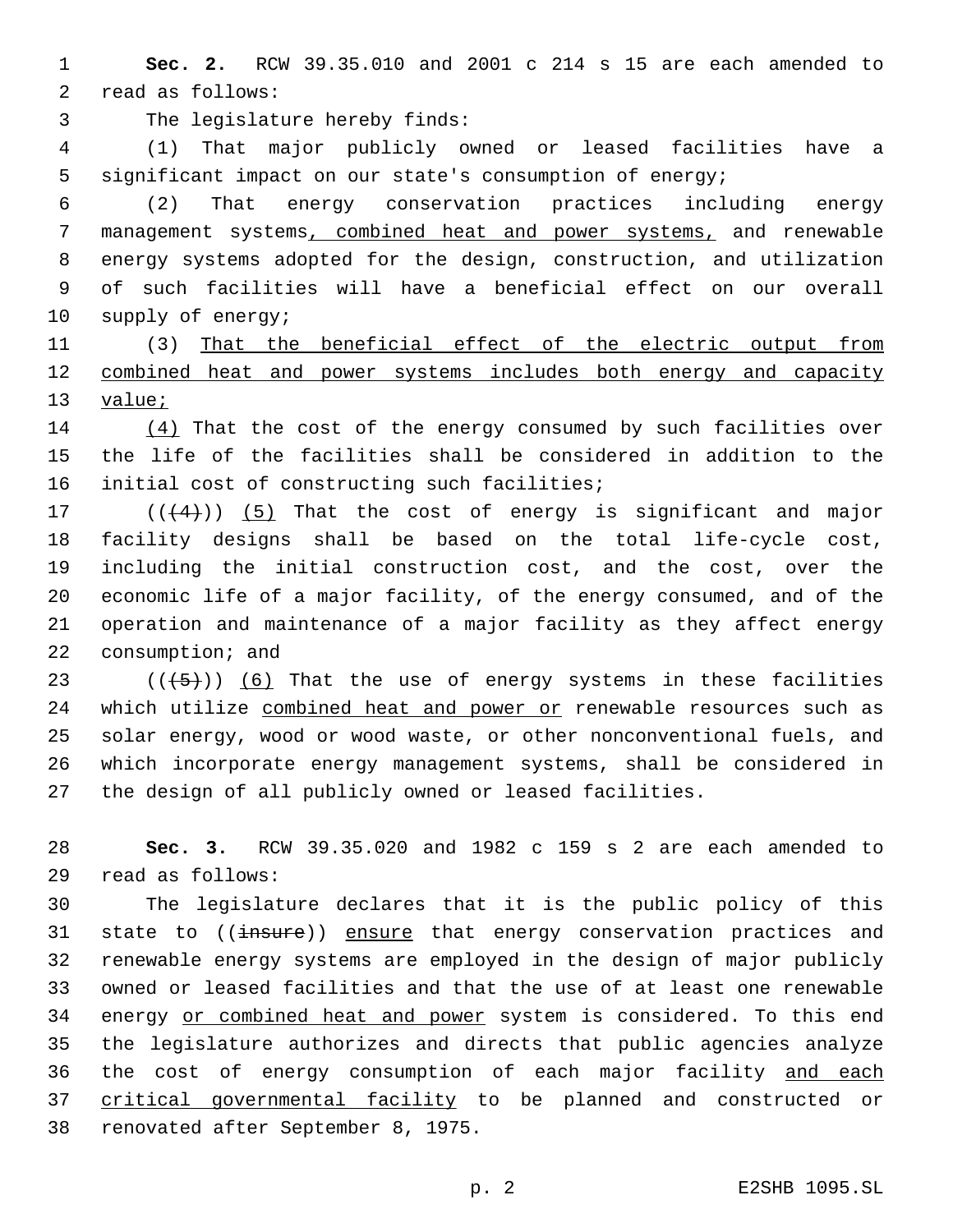**Sec. 2.** RCW 39.35.010 and 2001 c 214 s 15 are each amended to read as follows:

The legislature hereby finds:

(1) That major publicly owned or leased facilities have a significant impact on our state's consumption of energy;

(2) That energy conservation practices including energy management systems, combined heat and power systems, and renewable energy systems adopted for the design, construction, and utilization of such facilities will have a beneficial effect on our overall supply of energy;

(3) That the beneficial effect of the electric output from combined heat and power systems includes both energy and capacity value;

(4) That the cost of the energy consumed by such facilities over the life of the facilities shall be considered in addition to the initial cost of constructing such facilities;

(((4))) (5) That the cost of energy is significant and major facility designs shall be based on the total life-cycle cost, including the initial construction cost, and the cost, over the economic life of a major facility, of the energy consumed, and of the operation and maintenance of a major facility as they affect energy consumption; and

(((5))) (6) That the use of energy systems in these facilities which utilize combined heat and power or renewable resources such as solar energy, wood or wood waste, or other nonconventional fuels, and which incorporate energy management systems, shall be considered in the design of all publicly owned or leased facilities.

**Sec. 3.** RCW 39.35.020 and 1982 c 159 s 2 are each amended to read as follows:

The legislature declares that it is the public policy of this state to ((insure)) ensure that energy conservation practices and renewable energy systems are employed in the design of major publicly owned or leased facilities and that the use of at least one renewable energy or combined heat and power system is considered. To this end the legislature authorizes and directs that public agencies analyze the cost of energy consumption of each major facility and each critical governmental facility to be planned and constructed or renovated after September 8, 1975.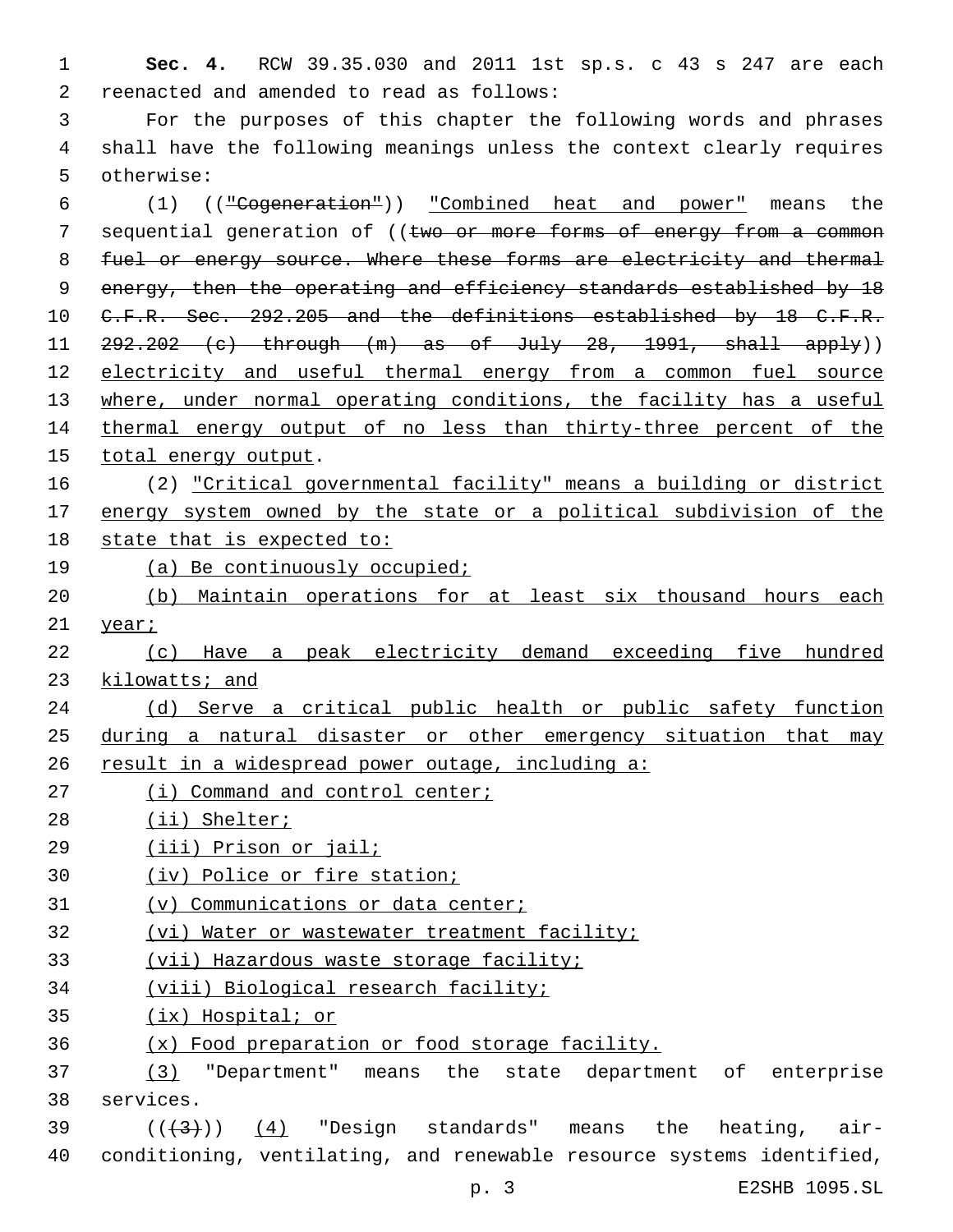**Sec. 4.** RCW 39.35.030 and 2011 1st sp.s. c 43 s 247 are each reenacted and amended to read as follows:

For the purposes of this chapter the following words and phrases shall have the following meanings unless the context clearly requires otherwise:

(1) ((~~"Cogeneration"~~)) <u>"Combined heat and power"</u> means the sequential generation of ((~~two or more forms of energy from a common fuel or energy source. Where these forms are electricity and thermal energy, then the operating and efficiency standards established by 18 C.F.R. Sec. 292.205 and the definitions established by 18 C.F.R. 292.202 (c) through (m) as of July 28, 1991, shall apply~~)) <u>electricity and useful thermal energy from a common fuel source where, under normal operating conditions, the facility has a useful thermal energy output of no less than thirty-three percent of the total energy output</u>.

(2) <u>"Critical governmental facility" means a building or district energy system owned by the state or a political subdivision of the state that is expected to:</u>

<u>(a) Be continuously occupied;</u>

<u>(b) Maintain operations for at least six thousand hours each year;</u>

<u>(c) Have a peak electricity demand exceeding five hundred kilowatts; and</u>

<u>(d) Serve a critical public health or public safety function during a natural disaster or other emergency situation that may result in a widespread power outage, including a:</u>

<u>(i) Command and control center;</u>

<u>(ii) Shelter;</u>

<u>(iii) Prison or jail;</u>

<u>(iv) Police or fire station;</u>

<u>(v) Communications or data center;</u>

<u>(vi) Water or wastewater treatment facility;</u>

<u>(vii) Hazardous waste storage facility;</u>

<u>(viii) Biological research facility;</u>

<u>(ix) Hospital; or</u>

<u>(x) Food preparation or food storage facility.</u>

<u>(3)</u> "Department" means the state department of enterprise services.

((~~(3)~~)) <u>(4)</u> "Design standards" means the heating, air-conditioning, ventilating, and renewable resource systems identified,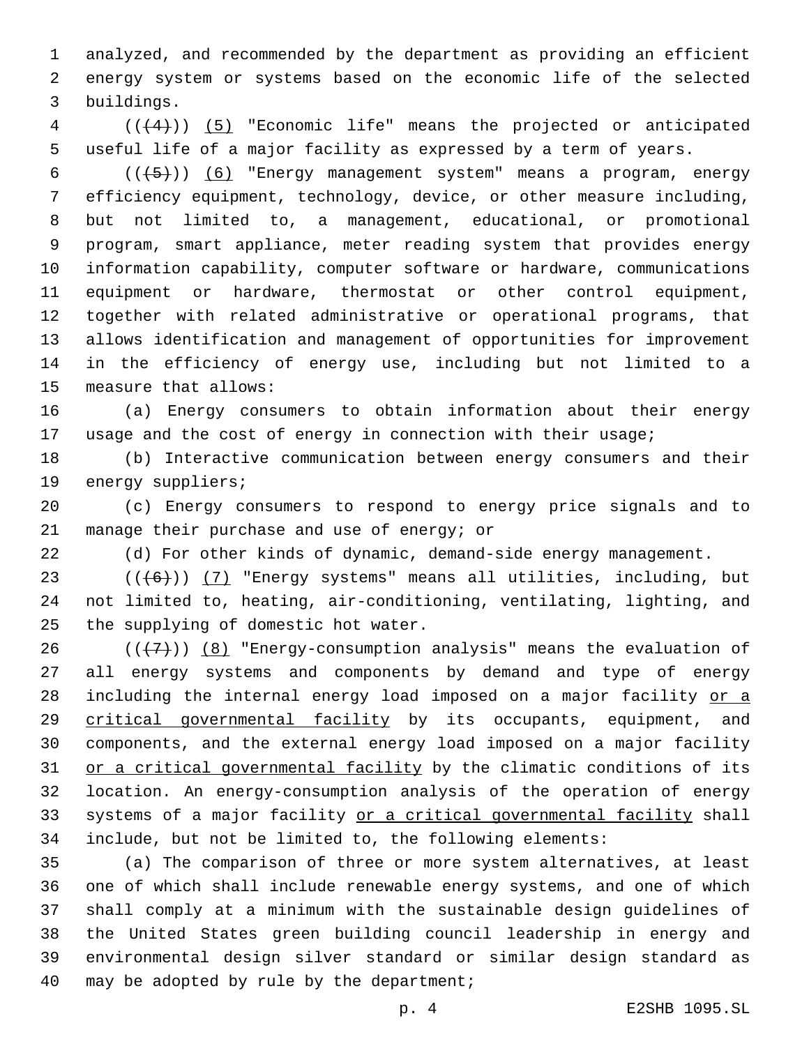analyzed, and recommended by the department as providing an efficient energy system or systems based on the economic life of the selected buildings.

(((4))) (5) "Economic life" means the projected or anticipated useful life of a major facility as expressed by a term of years.

(((5))) (6) "Energy management system" means a program, energy efficiency equipment, technology, device, or other measure including, but not limited to, a management, educational, or promotional program, smart appliance, meter reading system that provides energy information capability, computer software or hardware, communications equipment or hardware, thermostat or other control equipment, together with related administrative or operational programs, that allows identification and management of opportunities for improvement in the efficiency of energy use, including but not limited to a measure that allows:

(a) Energy consumers to obtain information about their energy usage and the cost of energy in connection with their usage;

(b) Interactive communication between energy consumers and their energy suppliers;

(c) Energy consumers to respond to energy price signals and to manage their purchase and use of energy; or

(d) For other kinds of dynamic, demand-side energy management.

(((6))) (7) "Energy systems" means all utilities, including, but not limited to, heating, air-conditioning, ventilating, lighting, and the supplying of domestic hot water.

(((7))) (8) "Energy-consumption analysis" means the evaluation of all energy systems and components by demand and type of energy including the internal energy load imposed on a major facility or a critical governmental facility by its occupants, equipment, and components, and the external energy load imposed on a major facility or a critical governmental facility by the climatic conditions of its location. An energy-consumption analysis of the operation of energy systems of a major facility or a critical governmental facility shall include, but not be limited to, the following elements:

(a) The comparison of three or more system alternatives, at least one of which shall include renewable energy systems, and one of which shall comply at a minimum with the sustainable design guidelines of the United States green building council leadership in energy and environmental design silver standard or similar design standard as may be adopted by rule by the department;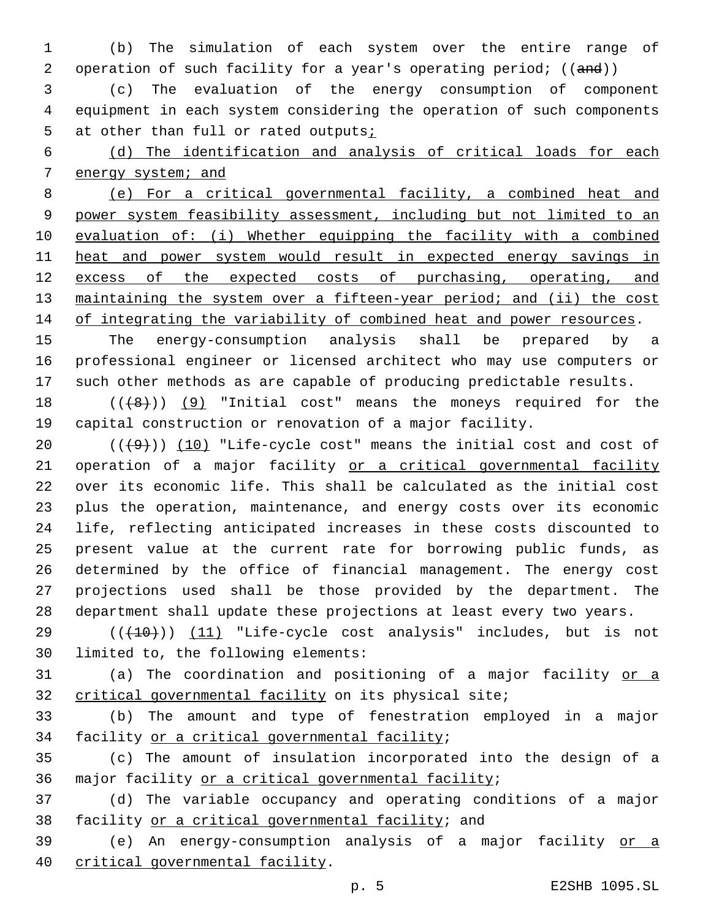(b) The simulation of each system over the entire range of operation of such facility for a year's operating period; ((~~and~~))

(c) The evaluation of the energy consumption of component equipment in each system considering the operation of such components at other than full or rated outputs<u>;</u>

<u>(d) The identification and analysis of critical loads for each energy system; and</u>

<u>(e) For a critical governmental facility, a combined heat and power system feasibility assessment, including but not limited to an evaluation of: (i) Whether equipping the facility with a combined heat and power system would result in expected energy savings in excess of the expected costs of purchasing, operating, and maintaining the system over a fifteen-year period; and (ii) the cost of integrating the variability of combined heat and power resources</u>.

The energy-consumption analysis shall be prepared by a professional engineer or licensed architect who may use computers or such other methods as are capable of producing predictable results.

((~~(8)~~)) <u>(9)</u> "Initial cost" means the moneys required for the capital construction or renovation of a major facility.

((~~(9)~~)) <u>(10)</u> "Life-cycle cost" means the initial cost and cost of operation of a major facility <u>or a critical governmental facility</u> over its economic life. This shall be calculated as the initial cost plus the operation, maintenance, and energy costs over its economic life, reflecting anticipated increases in these costs discounted to present value at the current rate for borrowing public funds, as determined by the office of financial management. The energy cost projections used shall be those provided by the department. The department shall update these projections at least every two years.

((~~(10)~~)) <u>(11)</u> "Life-cycle cost analysis" includes, but is not limited to, the following elements:

(a) The coordination and positioning of a major facility <u>or a critical governmental facility</u> on its physical site;

(b) The amount and type of fenestration employed in a major facility <u>or a critical governmental facility</u>;

(c) The amount of insulation incorporated into the design of a major facility <u>or a critical governmental facility</u>;

(d) The variable occupancy and operating conditions of a major facility <u>or a critical governmental facility</u>; and

(e) An energy-consumption analysis of a major facility <u>or a critical governmental facility</u>.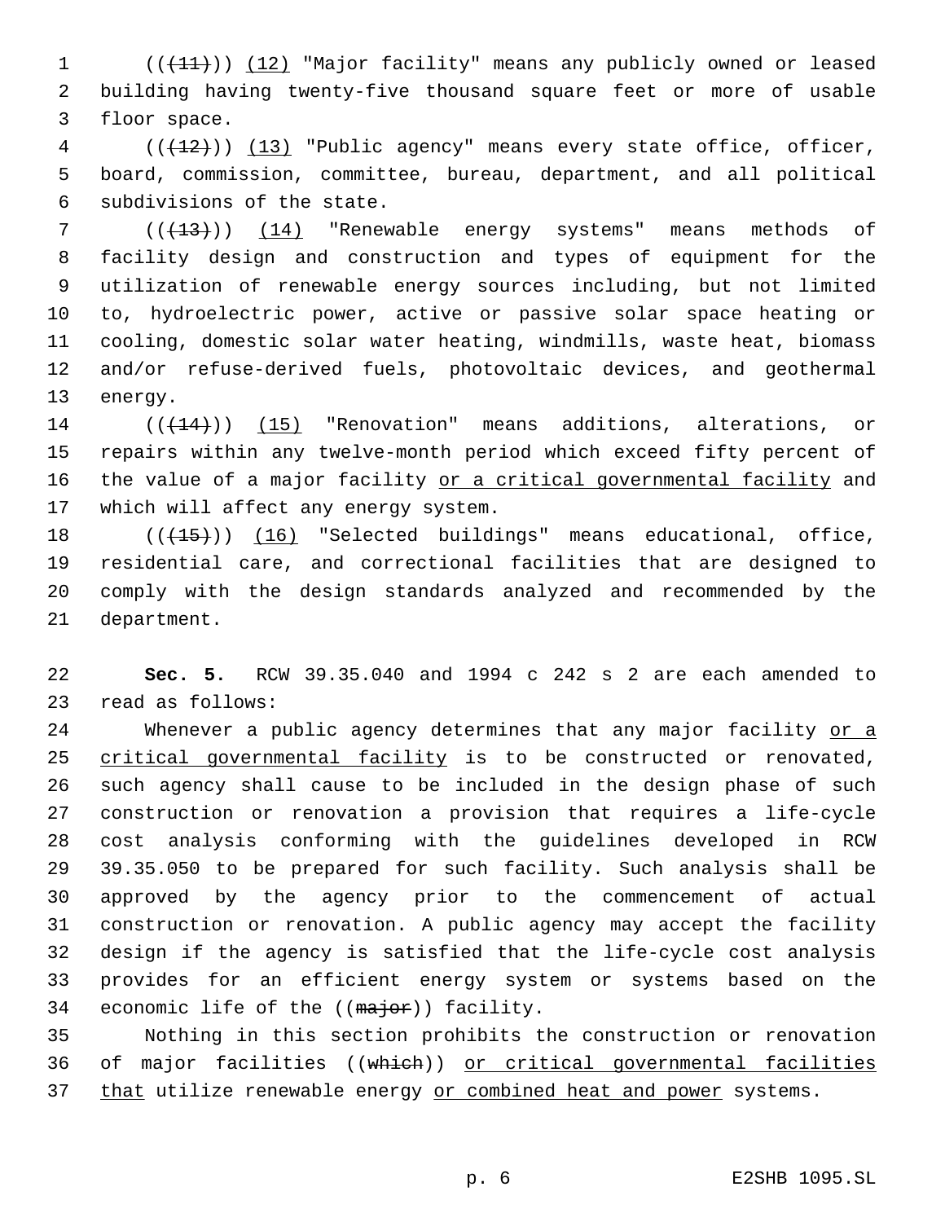((~~(11)~~)) (12) "Major facility" means any publicly owned or leased building having twenty-five thousand square feet or more of usable floor space.

((~~(12)~~)) (13) "Public agency" means every state office, officer, board, commission, committee, bureau, department, and all political subdivisions of the state.

((~~(13)~~)) (14) "Renewable energy systems" means methods of facility design and construction and types of equipment for the utilization of renewable energy sources including, but not limited to, hydroelectric power, active or passive solar space heating or cooling, domestic solar water heating, windmills, waste heat, biomass and/or refuse-derived fuels, photovoltaic devices, and geothermal energy.

((~~(14)~~)) (15) "Renovation" means additions, alterations, or repairs within any twelve-month period which exceed fifty percent of the value of a major facility or a critical governmental facility and which will affect any energy system.

((~~(15)~~)) (16) "Selected buildings" means educational, office, residential care, and correctional facilities that are designed to comply with the design standards analyzed and recommended by the department.

**Sec. 5.** RCW 39.35.040 and 1994 c 242 s 2 are each amended to read as follows:

Whenever a public agency determines that any major facility or a critical governmental facility is to be constructed or renovated, such agency shall cause to be included in the design phase of such construction or renovation a provision that requires a life-cycle cost analysis conforming with the guidelines developed in RCW 39.35.050 to be prepared for such facility. Such analysis shall be approved by the agency prior to the commencement of actual construction or renovation. A public agency may accept the facility design if the agency is satisfied that the life-cycle cost analysis provides for an efficient energy system or systems based on the economic life of the ((~~major~~)) facility.

Nothing in this section prohibits the construction or renovation of major facilities ((~~which~~)) or critical governmental facilities that utilize renewable energy or combined heat and power systems.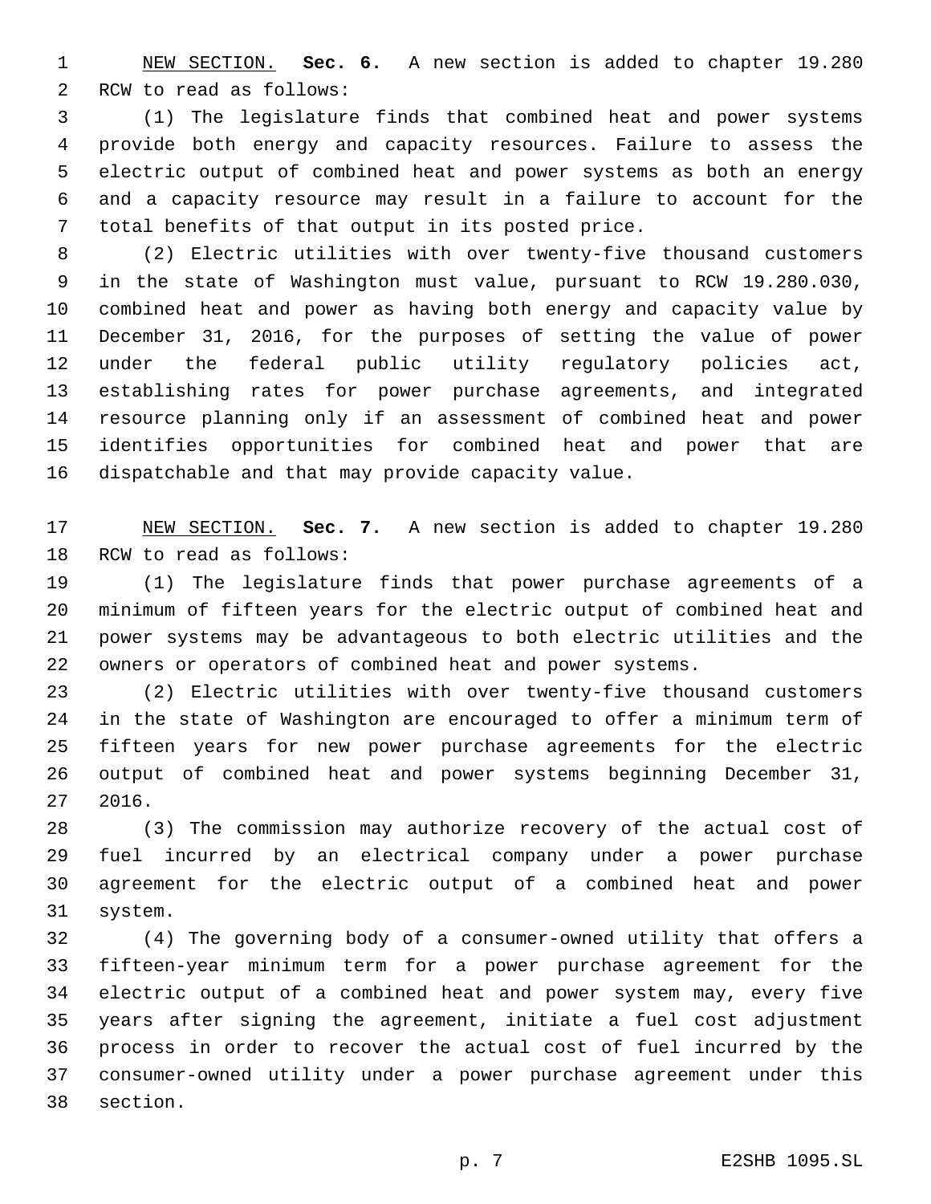NEW SECTION. **Sec. 6.** A new section is added to chapter 19.280 RCW to read as follows:

(1) The legislature finds that combined heat and power systems provide both energy and capacity resources. Failure to assess the electric output of combined heat and power systems as both an energy and a capacity resource may result in a failure to account for the total benefits of that output in its posted price.

(2) Electric utilities with over twenty-five thousand customers in the state of Washington must value, pursuant to RCW 19.280.030, combined heat and power as having both energy and capacity value by December 31, 2016, for the purposes of setting the value of power under the federal public utility regulatory policies act, establishing rates for power purchase agreements, and integrated resource planning only if an assessment of combined heat and power identifies opportunities for combined heat and power that are dispatchable and that may provide capacity value.

NEW SECTION. **Sec. 7.** A new section is added to chapter 19.280 RCW to read as follows:

(1) The legislature finds that power purchase agreements of a minimum of fifteen years for the electric output of combined heat and power systems may be advantageous to both electric utilities and the owners or operators of combined heat and power systems.

(2) Electric utilities with over twenty-five thousand customers in the state of Washington are encouraged to offer a minimum term of fifteen years for new power purchase agreements for the electric output of combined heat and power systems beginning December 31, 2016.

(3) The commission may authorize recovery of the actual cost of fuel incurred by an electrical company under a power purchase agreement for the electric output of a combined heat and power system.

(4) The governing body of a consumer-owned utility that offers a fifteen-year minimum term for a power purchase agreement for the electric output of a combined heat and power system may, every five years after signing the agreement, initiate a fuel cost adjustment process in order to recover the actual cost of fuel incurred by the consumer-owned utility under a power purchase agreement under this section.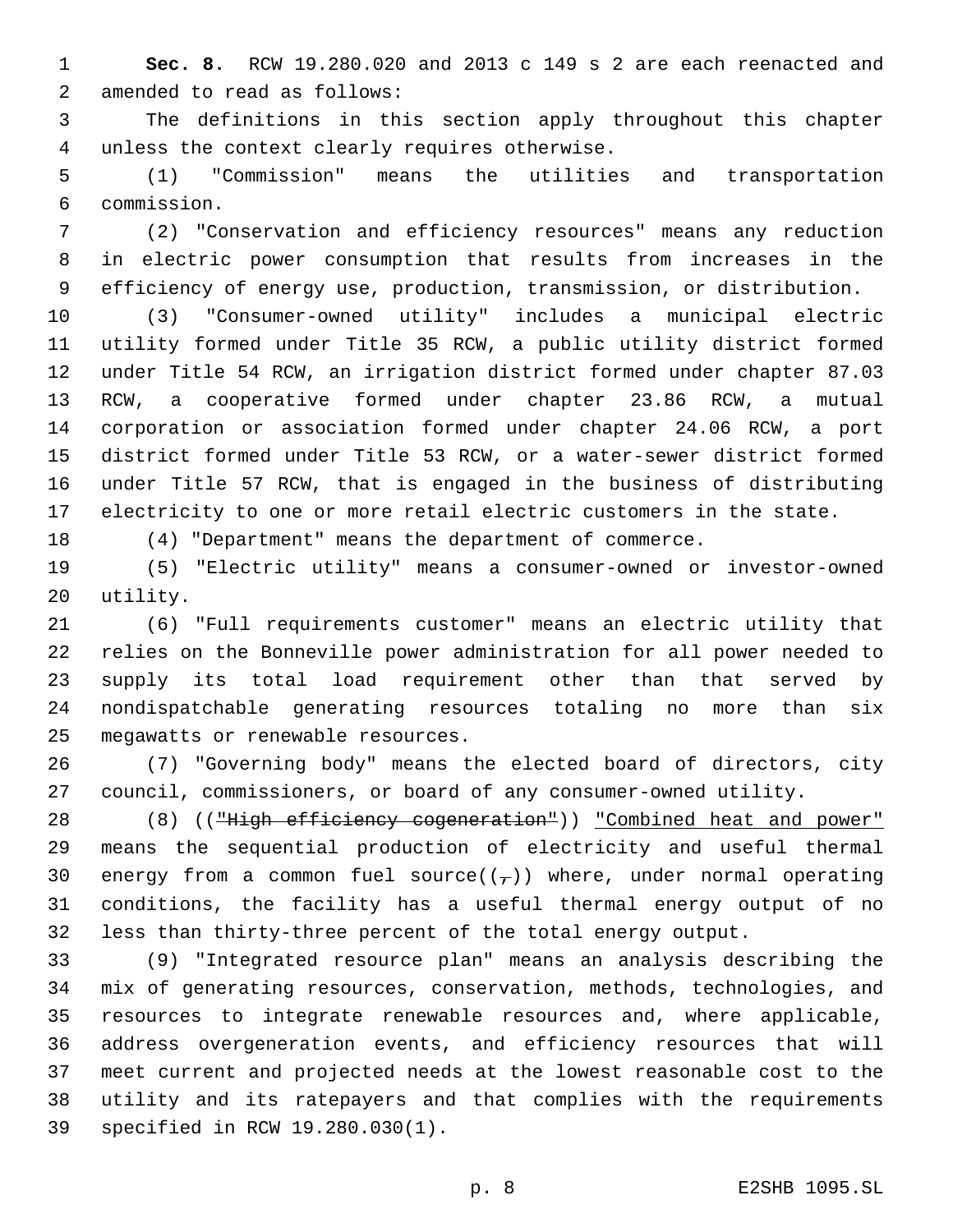**Sec. 8.** RCW 19.280.020 and 2013 c 149 s 2 are each reenacted and amended to read as follows:

The definitions in this section apply throughout this chapter unless the context clearly requires otherwise.

(1) "Commission" means the utilities and transportation commission.

(2) "Conservation and efficiency resources" means any reduction in electric power consumption that results from increases in the efficiency of energy use, production, transmission, or distribution.

(3) "Consumer-owned utility" includes a municipal electric utility formed under Title 35 RCW, a public utility district formed under Title 54 RCW, an irrigation district formed under chapter 87.03 RCW, a cooperative formed under chapter 23.86 RCW, a mutual corporation or association formed under chapter 24.06 RCW, a port district formed under Title 53 RCW, or a water-sewer district formed under Title 57 RCW, that is engaged in the business of distributing electricity to one or more retail electric customers in the state.

(4) "Department" means the department of commerce.

(5) "Electric utility" means a consumer-owned or investor-owned utility.

(6) "Full requirements customer" means an electric utility that relies on the Bonneville power administration for all power needed to supply its total load requirement other than that served by nondispatchable generating resources totaling no more than six megawatts or renewable resources.

(7) "Governing body" means the elected board of directors, city council, commissioners, or board of any consumer-owned utility.

(8) ((~~"High efficiency cogeneration"~~)) <u>"Combined heat and power"</u> means the sequential production of electricity and useful thermal energy from a common fuel source((~~,~~)) where, under normal operating conditions, the facility has a useful thermal energy output of no less than thirty-three percent of the total energy output.

(9) "Integrated resource plan" means an analysis describing the mix of generating resources, conservation, methods, technologies, and resources to integrate renewable resources and, where applicable, address overgeneration events, and efficiency resources that will meet current and projected needs at the lowest reasonable cost to the utility and its ratepayers and that complies with the requirements specified in RCW 19.280.030(1).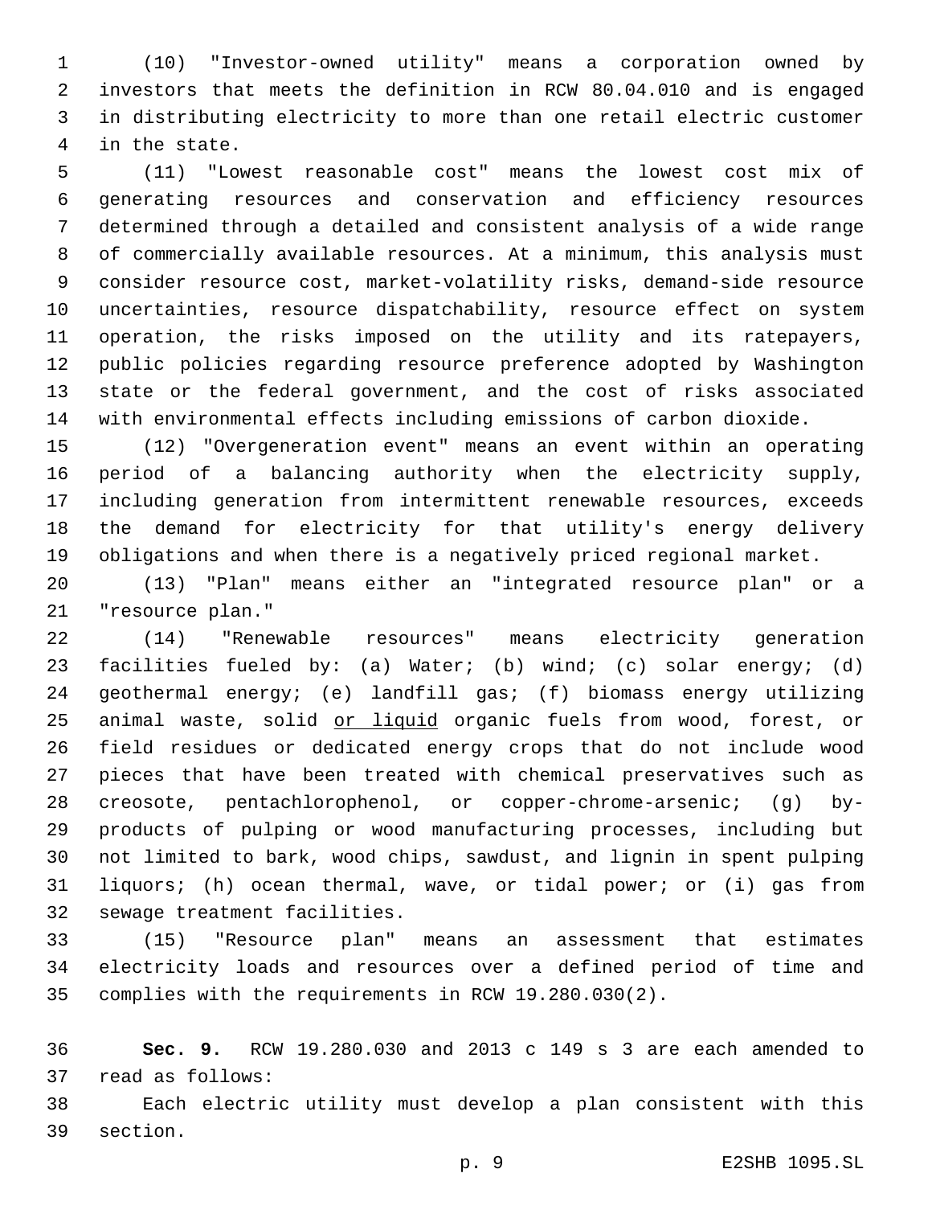(10) "Investor-owned utility" means a corporation owned by investors that meets the definition in RCW 80.04.010 and is engaged in distributing electricity to more than one retail electric customer in the state.

(11) "Lowest reasonable cost" means the lowest cost mix of generating resources and conservation and efficiency resources determined through a detailed and consistent analysis of a wide range of commercially available resources. At a minimum, this analysis must consider resource cost, market-volatility risks, demand-side resource uncertainties, resource dispatchability, resource effect on system operation, the risks imposed on the utility and its ratepayers, public policies regarding resource preference adopted by Washington state or the federal government, and the cost of risks associated with environmental effects including emissions of carbon dioxide.

(12) "Overgeneration event" means an event within an operating period of a balancing authority when the electricity supply, including generation from intermittent renewable resources, exceeds the demand for electricity for that utility's energy delivery obligations and when there is a negatively priced regional market.

(13) "Plan" means either an "integrated resource plan" or a "resource plan."

(14) "Renewable resources" means electricity generation facilities fueled by: (a) Water; (b) wind; (c) solar energy; (d) geothermal energy; (e) landfill gas; (f) biomass energy utilizing animal waste, solid <u>or liquid</u> organic fuels from wood, forest, or field residues or dedicated energy crops that do not include wood pieces that have been treated with chemical preservatives such as creosote, pentachlorophenol, or copper-chrome-arsenic; (g) by-products of pulping or wood manufacturing processes, including but not limited to bark, wood chips, sawdust, and lignin in spent pulping liquors; (h) ocean thermal, wave, or tidal power; or (i) gas from sewage treatment facilities.

(15) "Resource plan" means an assessment that estimates electricity loads and resources over a defined period of time and complies with the requirements in RCW 19.280.030(2).

**Sec. 9.** RCW 19.280.030 and 2013 c 149 s 3 are each amended to read as follows:

Each electric utility must develop a plan consistent with this section.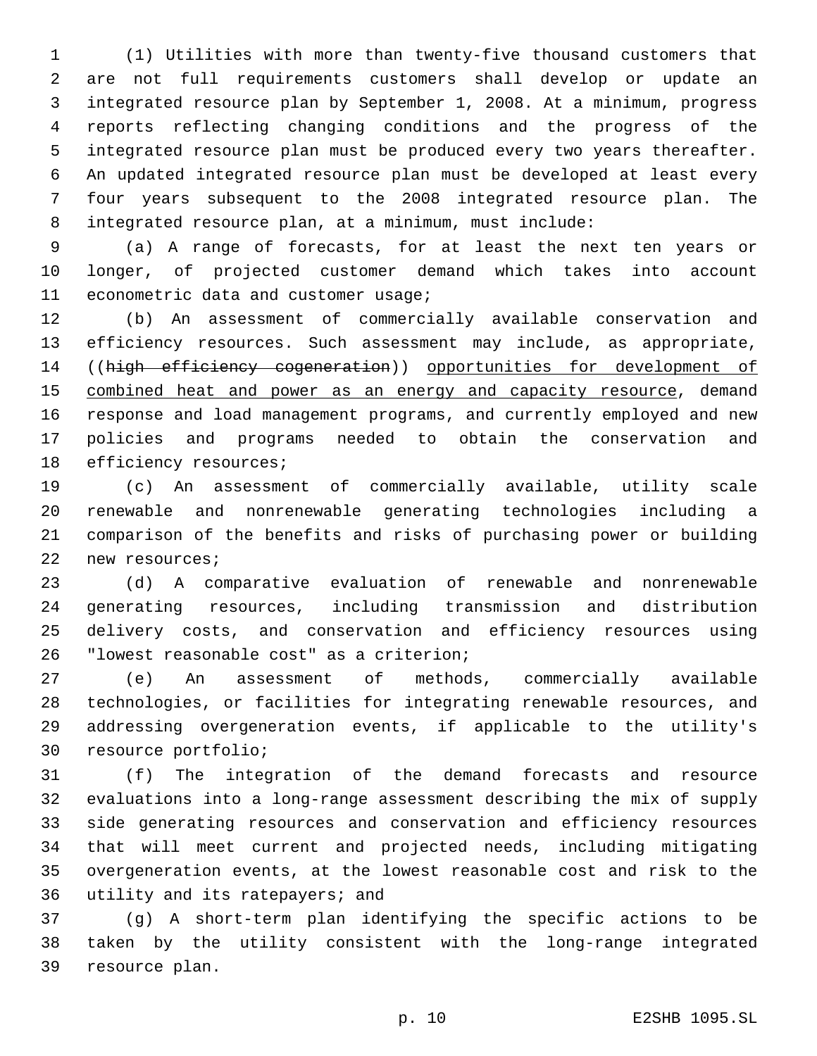(1) Utilities with more than twenty-five thousand customers that are not full requirements customers shall develop or update an integrated resource plan by September 1, 2008. At a minimum, progress reports reflecting changing conditions and the progress of the integrated resource plan must be produced every two years thereafter. An updated integrated resource plan must be developed at least every four years subsequent to the 2008 integrated resource plan. The integrated resource plan, at a minimum, must include:

(a) A range of forecasts, for at least the next ten years or longer, of projected customer demand which takes into account econometric data and customer usage;

(b) An assessment of commercially available conservation and efficiency resources. Such assessment may include, as appropriate, ((~~high efficiency cogeneration~~)) <u>opportunities for development of combined heat and power as an energy and capacity resource</u>, demand response and load management programs, and currently employed and new policies and programs needed to obtain the conservation and efficiency resources;

(c) An assessment of commercially available, utility scale renewable and nonrenewable generating technologies including a comparison of the benefits and risks of purchasing power or building new resources;

(d) A comparative evaluation of renewable and nonrenewable generating resources, including transmission and distribution delivery costs, and conservation and efficiency resources using "lowest reasonable cost" as a criterion;

(e) An assessment of methods, commercially available technologies, or facilities for integrating renewable resources, and addressing overgeneration events, if applicable to the utility's resource portfolio;

(f) The integration of the demand forecasts and resource evaluations into a long-range assessment describing the mix of supply side generating resources and conservation and efficiency resources that will meet current and projected needs, including mitigating overgeneration events, at the lowest reasonable cost and risk to the utility and its ratepayers; and

(g) A short-term plan identifying the specific actions to be taken by the utility consistent with the long-range integrated resource plan.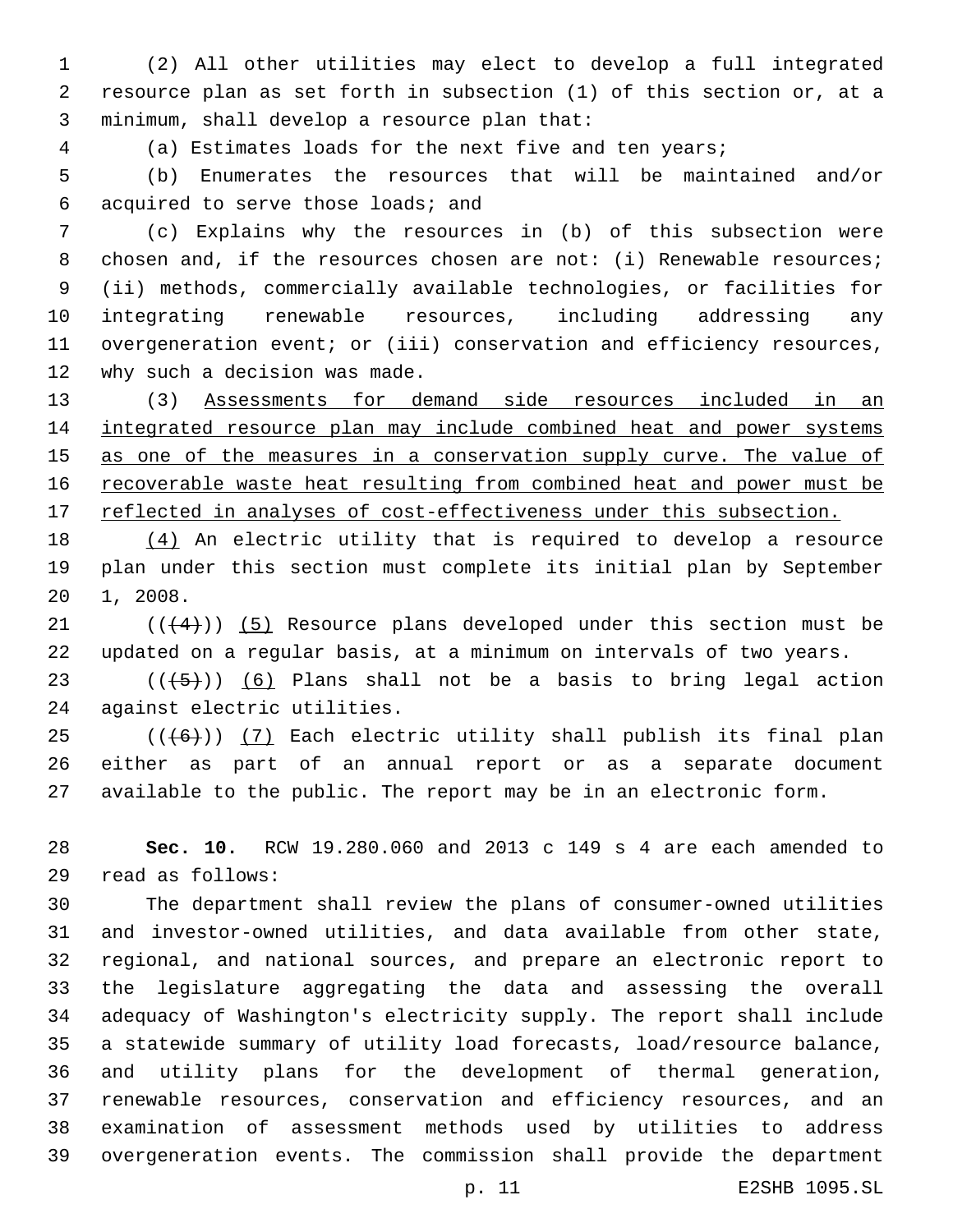(2) All other utilities may elect to develop a full integrated resource plan as set forth in subsection (1) of this section or, at a minimum, shall develop a resource plan that:

(a) Estimates loads for the next five and ten years;

(b) Enumerates the resources that will be maintained and/or acquired to serve those loads; and

(c) Explains why the resources in (b) of this subsection were chosen and, if the resources chosen are not: (i) Renewable resources; (ii) methods, commercially available technologies, or facilities for integrating renewable resources, including addressing any overgeneration event; or (iii) conservation and efficiency resources, why such a decision was made.

(3) Assessments for demand side resources included in an integrated resource plan may include combined heat and power systems as one of the measures in a conservation supply curve. The value of recoverable waste heat resulting from combined heat and power must be reflected in analyses of cost-effectiveness under this subsection.

(4) An electric utility that is required to develop a resource plan under this section must complete its initial plan by September 1, 2008.

(((4))) (5) Resource plans developed under this section must be updated on a regular basis, at a minimum on intervals of two years.

(((5))) (6) Plans shall not be a basis to bring legal action against electric utilities.

(((6))) (7) Each electric utility shall publish its final plan either as part of an annual report or as a separate document available to the public. The report may be in an electronic form.

**Sec. 10.** RCW 19.280.060 and 2013 c 149 s 4 are each amended to read as follows:

The department shall review the plans of consumer-owned utilities and investor-owned utilities, and data available from other state, regional, and national sources, and prepare an electronic report to the legislature aggregating the data and assessing the overall adequacy of Washington's electricity supply. The report shall include a statewide summary of utility load forecasts, load/resource balance, and utility plans for the development of thermal generation, renewable resources, conservation and efficiency resources, and an examination of assessment methods used by utilities to address overgeneration events. The commission shall provide the department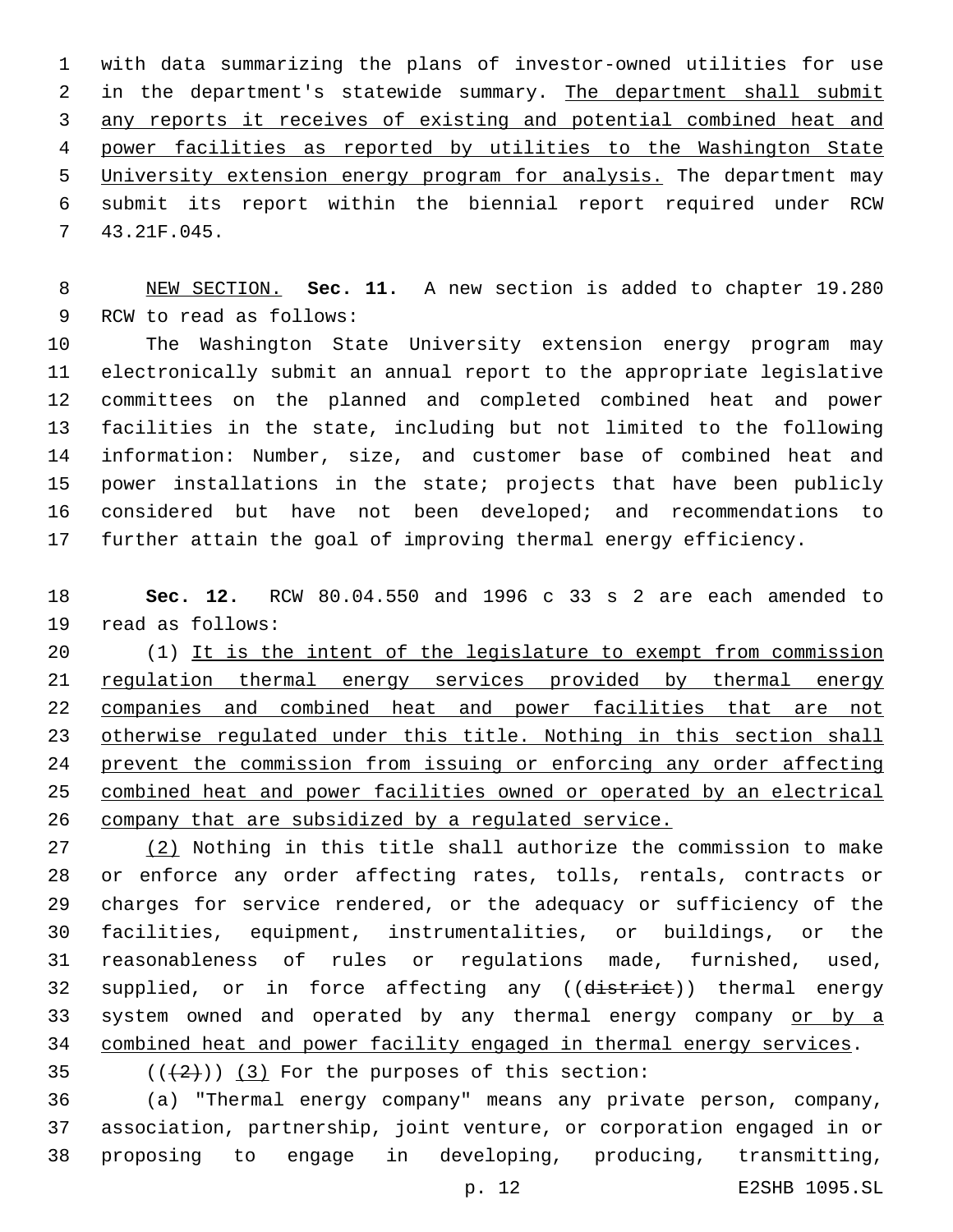with data summarizing the plans of investor-owned utilities for use in the department's statewide summary. The department shall submit any reports it receives of existing and potential combined heat and power facilities as reported by utilities to the Washington State University extension energy program for analysis. The department may submit its report within the biennial report required under RCW 43.21F.045.

NEW SECTION. **Sec. 11.** A new section is added to chapter 19.280 RCW to read as follows:

The Washington State University extension energy program may electronically submit an annual report to the appropriate legislative committees on the planned and completed combined heat and power facilities in the state, including but not limited to the following information: Number, size, and customer base of combined heat and power installations in the state; projects that have been publicly considered but have not been developed; and recommendations to further attain the goal of improving thermal energy efficiency.

**Sec. 12.** RCW 80.04.550 and 1996 c 33 s 2 are each amended to read as follows:

(1) It is the intent of the legislature to exempt from commission regulation thermal energy services provided by thermal energy companies and combined heat and power facilities that are not otherwise regulated under this title. Nothing in this section shall prevent the commission from issuing or enforcing any order affecting combined heat and power facilities owned or operated by an electrical company that are subsidized by a regulated service.

(2) Nothing in this title shall authorize the commission to make or enforce any order affecting rates, tolls, rentals, contracts or charges for service rendered, or the adequacy or sufficiency of the facilities, equipment, instrumentalities, or buildings, or the reasonableness of rules or regulations made, furnished, used, supplied, or in force affecting any ((~~district~~)) thermal energy system owned and operated by any thermal energy company or by a combined heat and power facility engaged in thermal energy services.

((~~(2)~~)) (3) For the purposes of this section:

(a) "Thermal energy company" means any private person, company, association, partnership, joint venture, or corporation engaged in or proposing to engage in developing, producing, transmitting,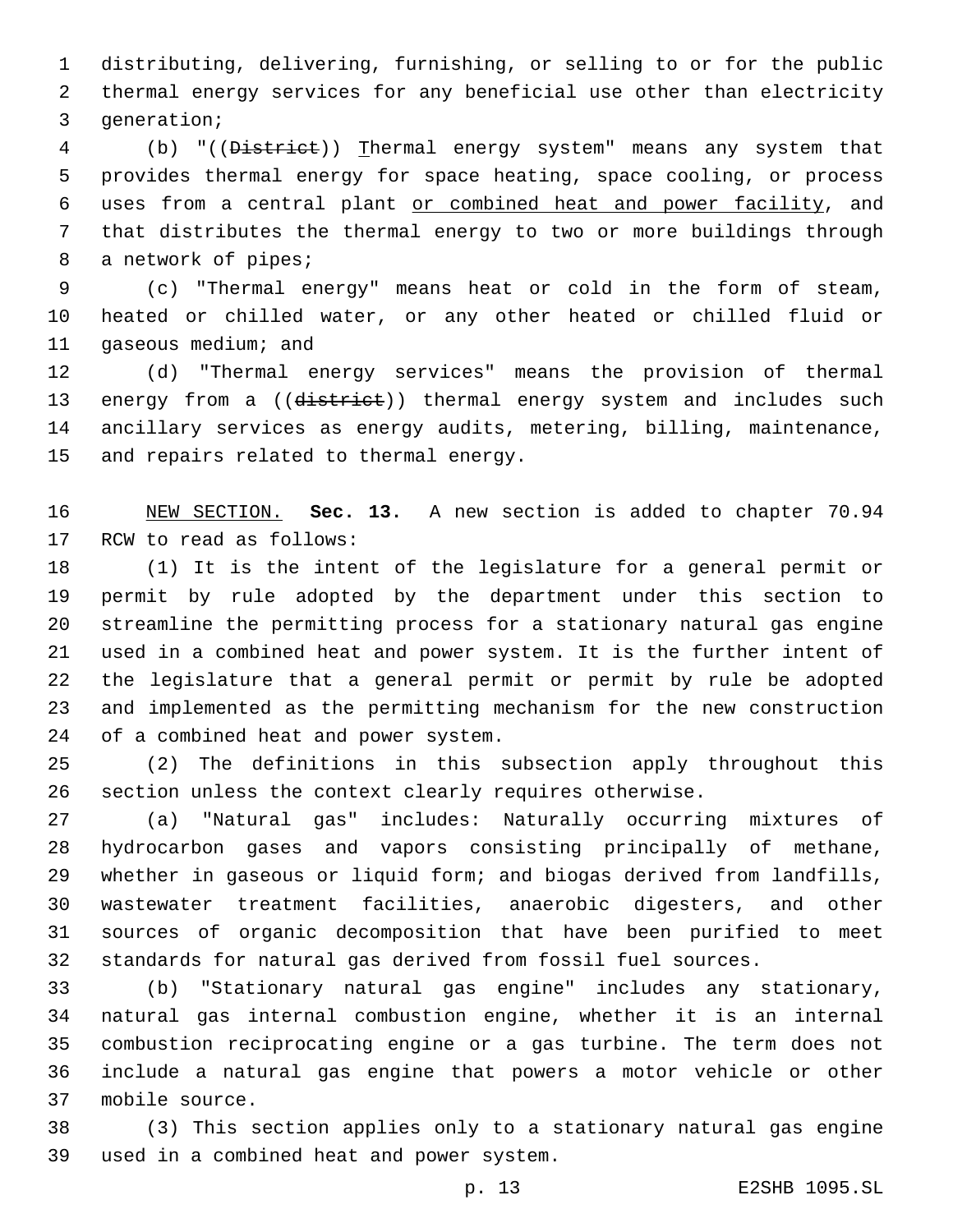distributing, delivering, furnishing, or selling to or for the public thermal energy services for any beneficial use other than electricity generation;

(b) "((~~District~~)) Thermal energy system" means any system that provides thermal energy for space heating, space cooling, or process uses from a central plant or combined heat and power facility, and that distributes the thermal energy to two or more buildings through a network of pipes;

(c) "Thermal energy" means heat or cold in the form of steam, heated or chilled water, or any other heated or chilled fluid or gaseous medium; and

(d) "Thermal energy services" means the provision of thermal energy from a ((~~district~~)) thermal energy system and includes such ancillary services as energy audits, metering, billing, maintenance, and repairs related to thermal energy.

NEW SECTION. **Sec. 13.** A new section is added to chapter 70.94 RCW to read as follows:

(1) It is the intent of the legislature for a general permit or permit by rule adopted by the department under this section to streamline the permitting process for a stationary natural gas engine used in a combined heat and power system. It is the further intent of the legislature that a general permit or permit by rule be adopted and implemented as the permitting mechanism for the new construction of a combined heat and power system.

(2) The definitions in this subsection apply throughout this section unless the context clearly requires otherwise.

(a) "Natural gas" includes: Naturally occurring mixtures of hydrocarbon gases and vapors consisting principally of methane, whether in gaseous or liquid form; and biogas derived from landfills, wastewater treatment facilities, anaerobic digesters, and other sources of organic decomposition that have been purified to meet standards for natural gas derived from fossil fuel sources.

(b) "Stationary natural gas engine" includes any stationary, natural gas internal combustion engine, whether it is an internal combustion reciprocating engine or a gas turbine. The term does not include a natural gas engine that powers a motor vehicle or other mobile source.

(3) This section applies only to a stationary natural gas engine used in a combined heat and power system.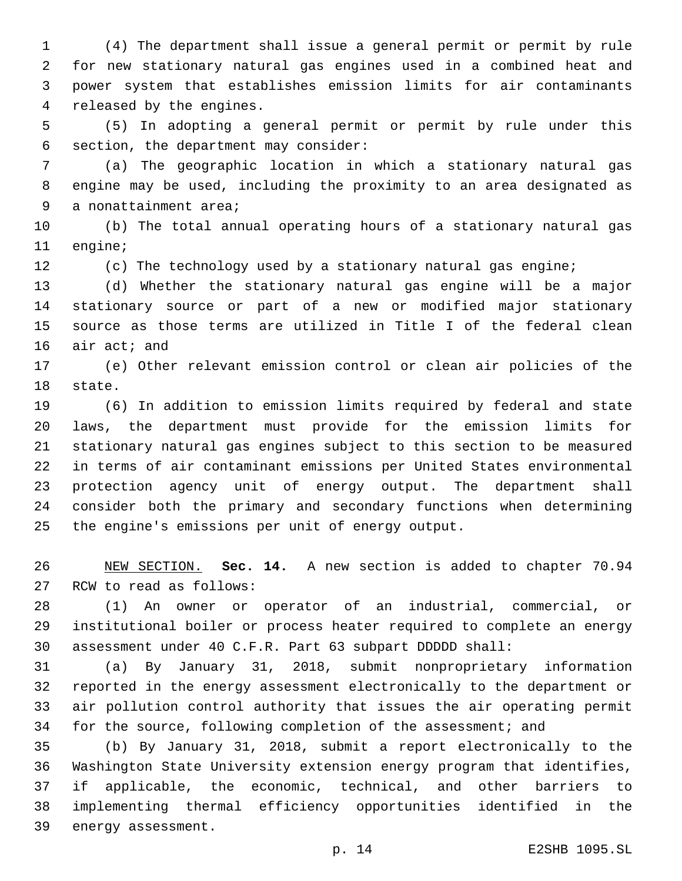(4) The department shall issue a general permit or permit by rule for new stationary natural gas engines used in a combined heat and power system that establishes emission limits for air contaminants released by the engines.

(5) In adopting a general permit or permit by rule under this section, the department may consider:

(a) The geographic location in which a stationary natural gas engine may be used, including the proximity to an area designated as a nonattainment area;

(b) The total annual operating hours of a stationary natural gas engine;

(c) The technology used by a stationary natural gas engine;

(d) Whether the stationary natural gas engine will be a major stationary source or part of a new or modified major stationary source as those terms are utilized in Title I of the federal clean air act; and

(e) Other relevant emission control or clean air policies of the state.

(6) In addition to emission limits required by federal and state laws, the department must provide for the emission limits for stationary natural gas engines subject to this section to be measured in terms of air contaminant emissions per United States environmental protection agency unit of energy output. The department shall consider both the primary and secondary functions when determining the engine's emissions per unit of energy output.

NEW SECTION. **Sec. 14.** A new section is added to chapter 70.94 RCW to read as follows:

(1) An owner or operator of an industrial, commercial, or institutional boiler or process heater required to complete an energy assessment under 40 C.F.R. Part 63 subpart DDDDD shall:

(a) By January 31, 2018, submit nonproprietary information reported in the energy assessment electronically to the department or air pollution control authority that issues the air operating permit for the source, following completion of the assessment; and

(b) By January 31, 2018, submit a report electronically to the Washington State University extension energy program that identifies, if applicable, the economic, technical, and other barriers to implementing thermal efficiency opportunities identified in the energy assessment.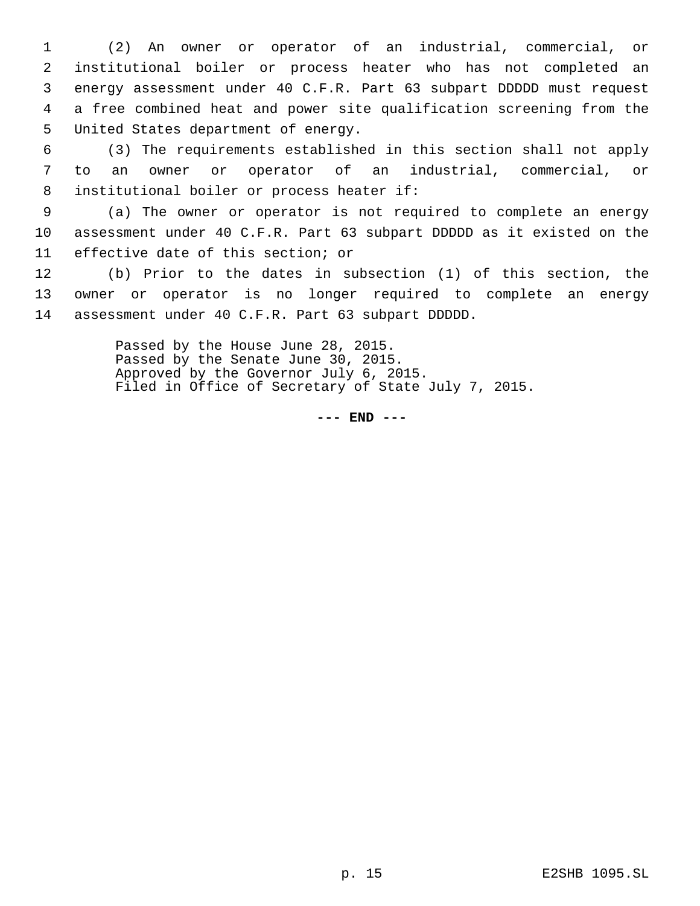(2) An owner or operator of an industrial, commercial, or institutional boiler or process heater who has not completed an energy assessment under 40 C.F.R. Part 63 subpart DDDDD must request a free combined heat and power site qualification screening from the United States department of energy.

(3) The requirements established in this section shall not apply to an owner or operator of an industrial, commercial, or institutional boiler or process heater if:

(a) The owner or operator is not required to complete an energy assessment under 40 C.F.R. Part 63 subpart DDDDD as it existed on the effective date of this section; or

(b) Prior to the dates in subsection (1) of this section, the owner or operator is no longer required to complete an energy assessment under 40 C.F.R. Part 63 subpart DDDDD.

Passed by the House June 28, 2015.
Passed by the Senate June 30, 2015.
Approved by the Governor July 6, 2015.
Filed in Office of Secretary of State July 7, 2015.

**--- END ---**